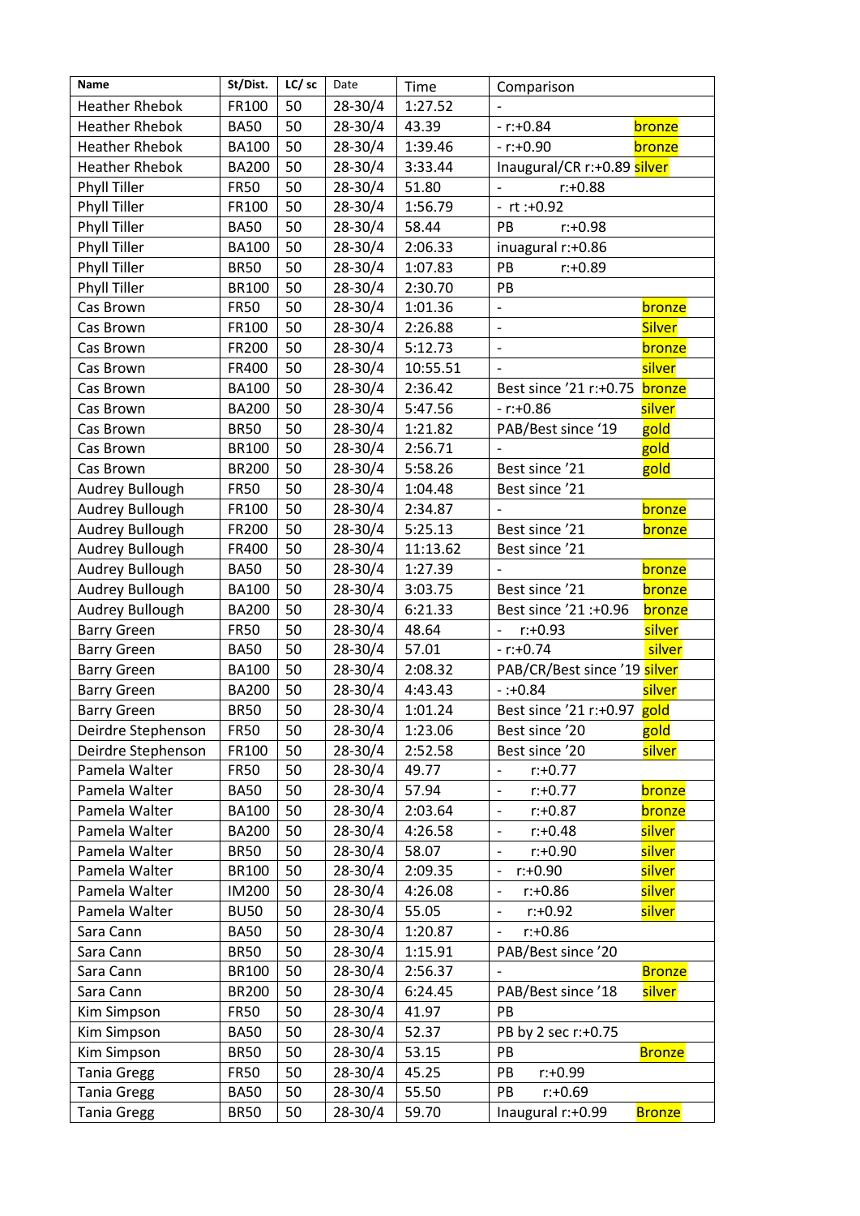| Name | St/Dist. | LC/ sc | Date | Time | Comparison |
|---|---|---|---|---|---|
| Heather Rhebok | FR100 | 50 | 28-30/4 | 1:27.52 | - |
| Heather Rhebok | BA50 | 50 | 28-30/4 | 43.39 | - r:+0.84 bronze |
| Heather Rhebok | BA100 | 50 | 28-30/4 | 1:39.46 | - r:+0.90 bronze |
| Heather Rhebok | BA200 | 50 | 28-30/4 | 3:33.44 | Inaugural/CR r:+0.89 silver |
| Phyll Tiller | FR50 | 50 | 28-30/4 | 51.80 | - r:+0.88 |
| Phyll Tiller | FR100 | 50 | 28-30/4 | 1:56.79 | - rt :+0.92 |
| Phyll Tiller | BA50 | 50 | 28-30/4 | 58.44 | PB r:+0.98 |
| Phyll Tiller | BA100 | 50 | 28-30/4 | 2:06.33 | inuagural r:+0.86 |
| Phyll Tiller | BR50 | 50 | 28-30/4 | 1:07.83 | PB r:+0.89 |
| Phyll Tiller | BR100 | 50 | 28-30/4 | 2:30.70 | PB |
| Cas Brown | FR50 | 50 | 28-30/4 | 1:01.36 | - bronze |
| Cas Brown | FR100 | 50 | 28-30/4 | 2:26.88 | - Silver |
| Cas Brown | FR200 | 50 | 28-30/4 | 5:12.73 | - bronze |
| Cas Brown | FR400 | 50 | 28-30/4 | 10:55.51 | - silver |
| Cas Brown | BA100 | 50 | 28-30/4 | 2:36.42 | Best since '21 r:+0.75 bronze |
| Cas Brown | BA200 | 50 | 28-30/4 | 5:47.56 | - r:+0.86 silver |
| Cas Brown | BR50 | 50 | 28-30/4 | 1:21.82 | PAB/Best since '19 gold |
| Cas Brown | BR100 | 50 | 28-30/4 | 2:56.71 | - gold |
| Cas Brown | BR200 | 50 | 28-30/4 | 5:58.26 | Best since '21 gold |
| Audrey Bullough | FR50 | 50 | 28-30/4 | 1:04.48 | Best since '21 |
| Audrey Bullough | FR100 | 50 | 28-30/4 | 2:34.87 | - bronze |
| Audrey Bullough | FR200 | 50 | 28-30/4 | 5:25.13 | Best since '21 bronze |
| Audrey Bullough | FR400 | 50 | 28-30/4 | 11:13.62 | Best since '21 |
| Audrey Bullough | BA50 | 50 | 28-30/4 | 1:27.39 | - bronze |
| Audrey Bullough | BA100 | 50 | 28-30/4 | 3:03.75 | Best since '21 bronze |
| Audrey Bullough | BA200 | 50 | 28-30/4 | 6:21.33 | Best since '21 :+0.96 bronze |
| Barry Green | FR50 | 50 | 28-30/4 | 48.64 | - r:+0.93 silver |
| Barry Green | BA50 | 50 | 28-30/4 | 57.01 | - r:+0.74 silver |
| Barry Green | BA100 | 50 | 28-30/4 | 2:08.32 | PAB/CR/Best since '19 silver |
| Barry Green | BA200 | 50 | 28-30/4 | 4:43.43 | - :+0.84 silver |
| Barry Green | BR50 | 50 | 28-30/4 | 1:01.24 | Best since '21 r:+0.97 gold |
| Deirdre Stephenson | FR50 | 50 | 28-30/4 | 1:23.06 | Best since '20 gold |
| Deirdre Stephenson | FR100 | 50 | 28-30/4 | 2:52.58 | Best since '20 silver |
| Pamela Walter | FR50 | 50 | 28-30/4 | 49.77 | - r:+0.77 |
| Pamela Walter | BA50 | 50 | 28-30/4 | 57.94 | - r:+0.77 bronze |
| Pamela Walter | BA100 | 50 | 28-30/4 | 2:03.64 | - r:+0.87 bronze |
| Pamela Walter | BA200 | 50 | 28-30/4 | 4:26.58 | - r:+0.48 silver |
| Pamela Walter | BR50 | 50 | 28-30/4 | 58.07 | - r:+0.90 silver |
| Pamela Walter | BR100 | 50 | 28-30/4 | 2:09.35 | - r:+0.90 silver |
| Pamela Walter | IM200 | 50 | 28-30/4 | 4:26.08 | - r:+0.86 silver |
| Pamela Walter | BU50 | 50 | 28-30/4 | 55.05 | - r:+0.92 silver |
| Sara Cann | BA50 | 50 | 28-30/4 | 1:20.87 | - r:+0.86 |
| Sara Cann | BR50 | 50 | 28-30/4 | 1:15.91 | PAB/Best since '20 |
| Sara Cann | BR100 | 50 | 28-30/4 | 2:56.37 | - Bronze |
| Sara Cann | BR200 | 50 | 28-30/4 | 6:24.45 | PAB/Best since '18 silver |
| Kim Simpson | FR50 | 50 | 28-30/4 | 41.97 | PB |
| Kim Simpson | BA50 | 50 | 28-30/4 | 52.37 | PB by 2 sec r:+0.75 |
| Kim Simpson | BR50 | 50 | 28-30/4 | 53.15 | PB Bronze |
| Tania Gregg | FR50 | 50 | 28-30/4 | 45.25 | PB r:+0.99 |
| Tania Gregg | BA50 | 50 | 28-30/4 | 55.50 | PB r:+0.69 |
| Tania Gregg | BR50 | 50 | 28-30/4 | 59.70 | Inaugural r:+0.99 Bronze |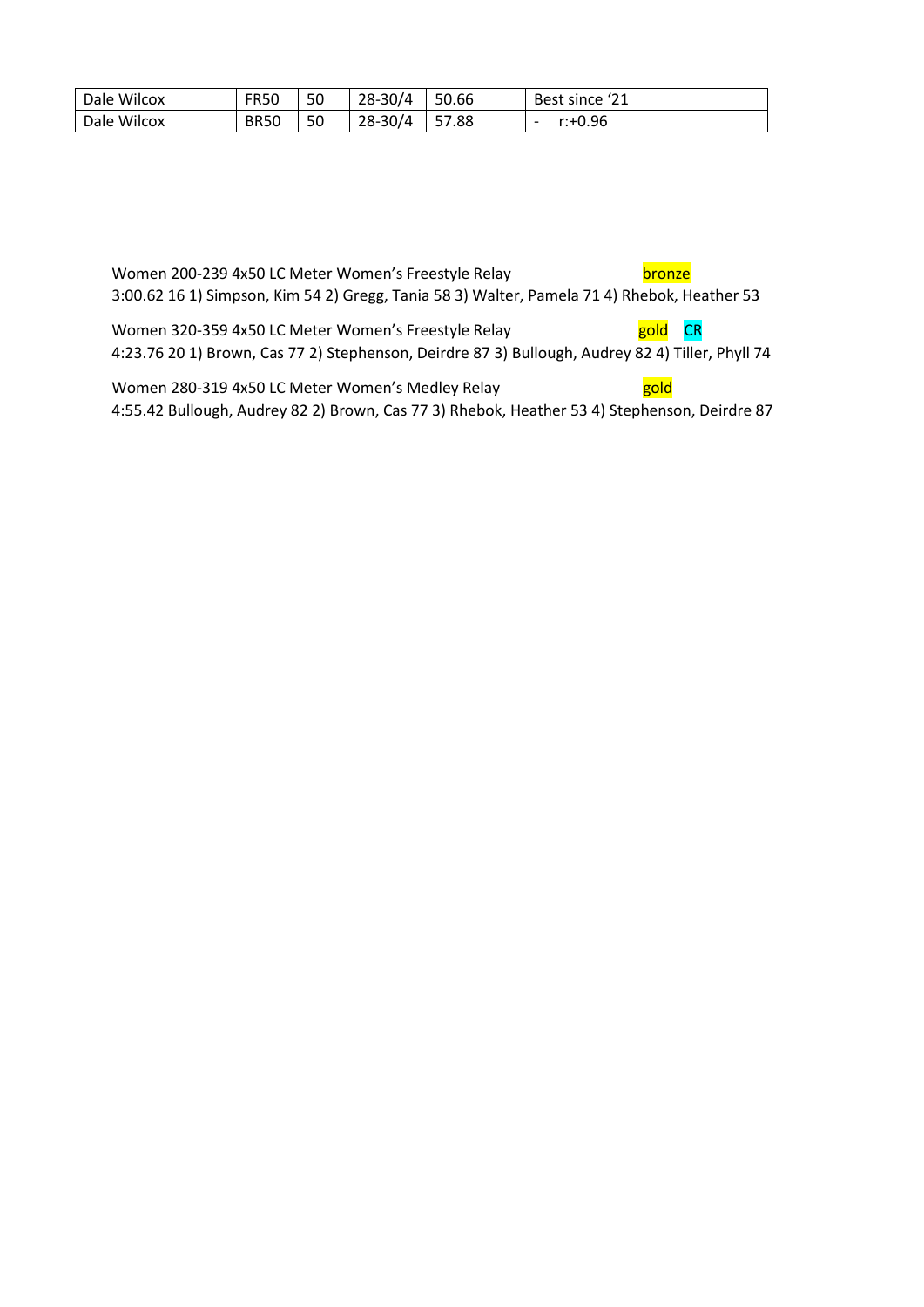| | | | | | |
|---|---|---|---|---|---|
| Dale Wilcox | FR50 | 50 | 28-30/4 | 50.66 | Best since '21 |
| Dale Wilcox | BR50 | 50 | 28-30/4 | 57.88 | - r:+0.96 |

Women 200-239 4x50 LC Meter Women's Freestyle Relay bronze
3:00.62 16 1) Simpson, Kim 54 2) Gregg, Tania 58 3) Walter, Pamela 71 4) Rhebok, Heather 53

Women 320-359 4x50 LC Meter Women's Freestyle Relay gold CR
4:23.76 20 1) Brown, Cas 77 2) Stephenson, Deirdre 87 3) Bullough, Audrey 82 4) Tiller, Phyll 74

Women 280-319 4x50 LC Meter Women's Medley Relay gold
4:55.42 Bullough, Audrey 82 2) Brown, Cas 77 3) Rhebok, Heather 53 4) Stephenson, Deirdre 87